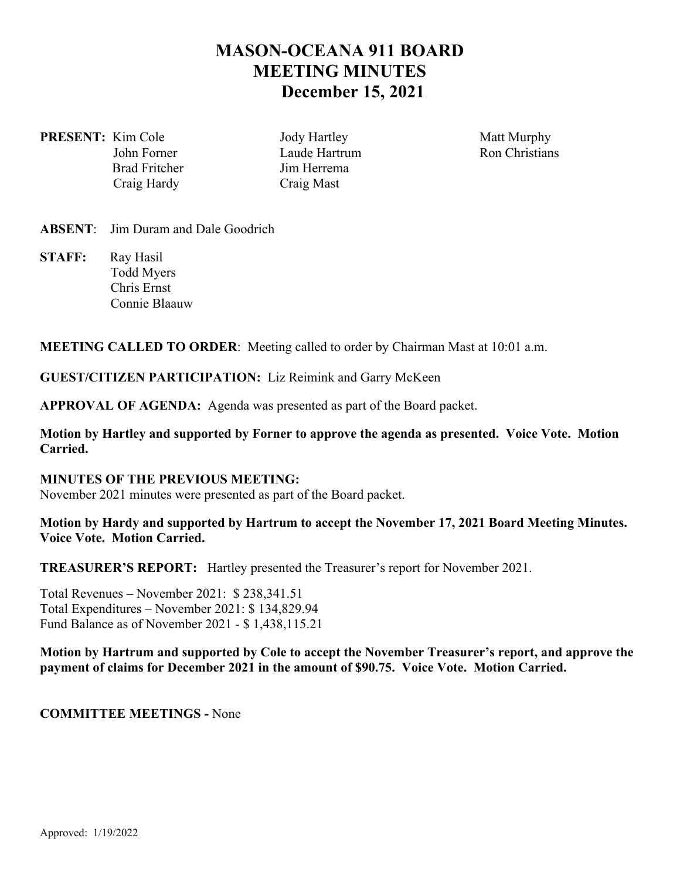# MASON-OCEANA 911 BOARD
# MEETING MINUTES
# December 15, 2021

**PRESENT:** Kim Cole, John Forner, Brad Fritcher, Craig Hardy, Jody Hartley, Laude Hartrum, Jim Herrema, Craig Mast, Matt Murphy, Ron Christians

**ABSENT**: Jim Duram and Dale Goodrich

**STAFF:** Ray Hasil
Todd Myers
Chris Ernst
Connie Blaauw

**MEETING CALLED TO ORDER**: Meeting called to order by Chairman Mast at 10:01 a.m.

**GUEST/CITIZEN PARTICIPATION:** Liz Reimink and Garry McKeen

**APPROVAL OF AGENDA:** Agenda was presented as part of the Board packet.

**Motion by Hartley and supported by Forner to approve the agenda as presented. Voice Vote. Motion Carried.**

**MINUTES OF THE PREVIOUS MEETING:**
November 2021 minutes were presented as part of the Board packet.

**Motion by Hardy and supported by Hartrum to accept the November 17, 2021 Board Meeting Minutes. Voice Vote. Motion Carried.**

**TREASURER'S REPORT:** Hartley presented the Treasurer's report for November 2021.

Total Revenues – November 2021: $ 238,341.51
Total Expenditures – November 2021: $ 134,829.94
Fund Balance as of November 2021 - $ 1,438,115.21

**Motion by Hartrum and supported by Cole to accept the November Treasurer's report, and approve the payment of claims for December 2021 in the amount of $90.75. Voice Vote. Motion Carried.**

**COMMITTEE MEETINGS -** None

Approved: 1/19/2022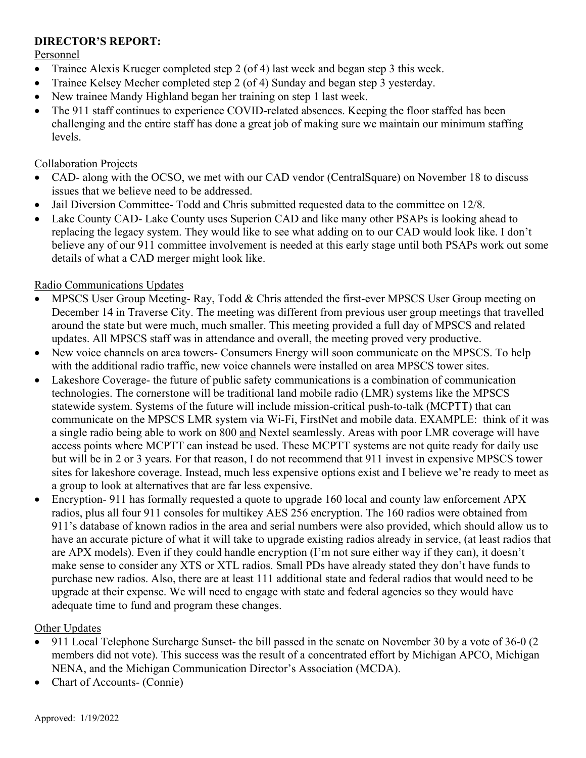**DIRECTOR'S REPORT:**

Personnel

- Trainee Alexis Krueger completed step 2 (of 4) last week and began step 3 this week.
- Trainee Kelsey Mecher completed step 2 (of 4) Sunday and began step 3 yesterday.
- New trainee Mandy Highland began her training on step 1 last week.
- The 911 staff continues to experience COVID-related absences. Keeping the floor staffed has been challenging and the entire staff has done a great job of making sure we maintain our minimum staffing levels.

Collaboration Projects

- CAD- along with the OCSO, we met with our CAD vendor (CentralSquare) on November 18 to discuss issues that we believe need to be addressed.
- Jail Diversion Committee- Todd and Chris submitted requested data to the committee on 12/8.
- Lake County CAD- Lake County uses Superion CAD and like many other PSAPs is looking ahead to replacing the legacy system. They would like to see what adding on to our CAD would look like. I don't believe any of our 911 committee involvement is needed at this early stage until both PSAPs work out some details of what a CAD merger might look like.

Radio Communications Updates

- MPSCS User Group Meeting- Ray, Todd & Chris attended the first-ever MPSCS User Group meeting on December 14 in Traverse City. The meeting was different from previous user group meetings that travelled around the state but were much, much smaller. This meeting provided a full day of MPSCS and related updates. All MPSCS staff was in attendance and overall, the meeting proved very productive.
- New voice channels on area towers- Consumers Energy will soon communicate on the MPSCS. To help with the additional radio traffic, new voice channels were installed on area MPSCS tower sites.
- Lakeshore Coverage- the future of public safety communications is a combination of communication technologies. The cornerstone will be traditional land mobile radio (LMR) systems like the MPSCS statewide system. Systems of the future will include mission-critical push-to-talk (MCPTT) that can communicate on the MPSCS LMR system via Wi-Fi, FirstNet and mobile data. EXAMPLE: think of it was a single radio being able to work on 800 and Nextel seamlessly. Areas with poor LMR coverage will have access points where MCPTT can instead be used. These MCPTT systems are not quite ready for daily use but will be in 2 or 3 years. For that reason, I do not recommend that 911 invest in expensive MPSCS tower sites for lakeshore coverage. Instead, much less expensive options exist and I believe we're ready to meet as a group to look at alternatives that are far less expensive.
- Encryption- 911 has formally requested a quote to upgrade 160 local and county law enforcement APX radios, plus all four 911 consoles for multikey AES 256 encryption. The 160 radios were obtained from 911's database of known radios in the area and serial numbers were also provided, which should allow us to have an accurate picture of what it will take to upgrade existing radios already in service, (at least radios that are APX models). Even if they could handle encryption (I'm not sure either way if they can), it doesn't make sense to consider any XTS or XTL radios. Small PDs have already stated they don't have funds to purchase new radios. Also, there are at least 111 additional state and federal radios that would need to be upgrade at their expense. We will need to engage with state and federal agencies so they would have adequate time to fund and program these changes.

Other Updates

- 911 Local Telephone Surcharge Sunset- the bill passed in the senate on November 30 by a vote of 36-0 (2 members did not vote). This success was the result of a concentrated effort by Michigan APCO, Michigan NENA, and the Michigan Communication Director's Association (MCDA).
- Chart of Accounts- (Connie)

Approved: 1/19/2022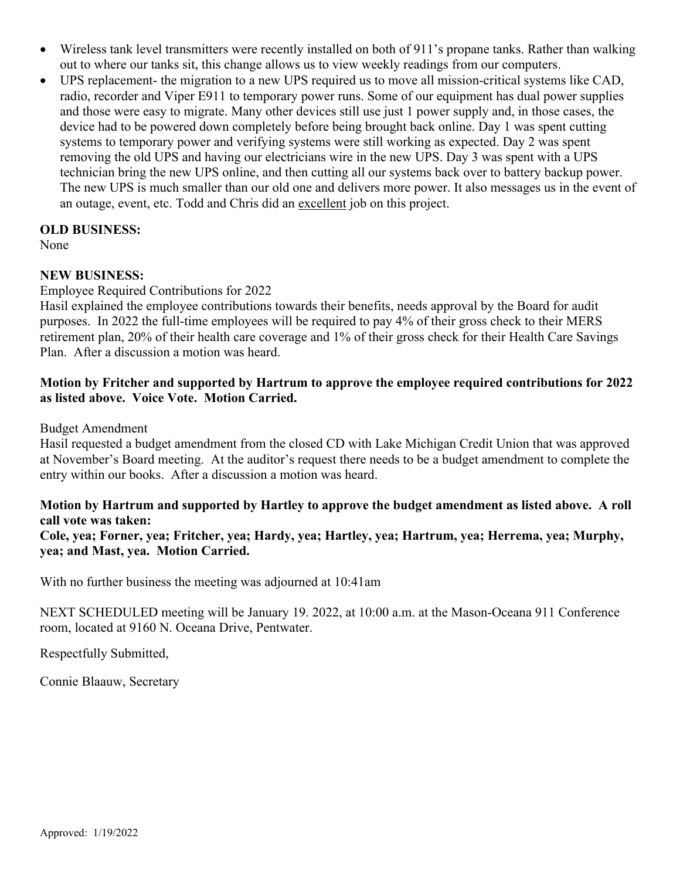- Wireless tank level transmitters were recently installed on both of 911's propane tanks. Rather than walking out to where our tanks sit, this change allows us to view weekly readings from our computers.
- UPS replacement- the migration to a new UPS required us to move all mission-critical systems like CAD, radio, recorder and Viper E911 to temporary power runs. Some of our equipment has dual power supplies and those were easy to migrate. Many other devices still use just 1 power supply and, in those cases, the device had to be powered down completely before being brought back online. Day 1 was spent cutting systems to temporary power and verifying systems were still working as expected. Day 2 was spent removing the old UPS and having our electricians wire in the new UPS. Day 3 was spent with a UPS technician bring the new UPS online, and then cutting all our systems back over to battery backup power. The new UPS is much smaller than our old one and delivers more power. It also messages us in the event of an outage, event, etc. Todd and Chris did an excellent job on this project.

**OLD BUSINESS:**
None

**NEW BUSINESS:**
Employee Required Contributions for 2022
Hasil explained the employee contributions towards their benefits, needs approval by the Board for audit purposes. In 2022 the full-time employees will be required to pay 4% of their gross check to their MERS retirement plan, 20% of their health care coverage and 1% of their gross check for their Health Care Savings Plan. After a discussion a motion was heard.

**Motion by Fritcher and supported by Hartrum to approve the employee required contributions for 2022 as listed above. Voice Vote. Motion Carried.**

Budget Amendment
Hasil requested a budget amendment from the closed CD with Lake Michigan Credit Union that was approved at November's Board meeting. At the auditor's request there needs to be a budget amendment to complete the entry within our books. After a discussion a motion was heard.

**Motion by Hartrum and supported by Hartley to approve the budget amendment as listed above. A roll call vote was taken:**
**Cole, yea; Forner, yea; Fritcher, yea; Hardy, yea; Hartley, yea; Hartrum, yea; Herrema, yea; Murphy, yea; and Mast, yea. Motion Carried.**

With no further business the meeting was adjourned at 10:41am

NEXT SCHEDULED meeting will be January 19. 2022, at 10:00 a.m. at the Mason-Oceana 911 Conference room, located at 9160 N. Oceana Drive, Pentwater.

Respectfully Submitted,

Connie Blaauw, Secretary

Approved: 1/19/2022